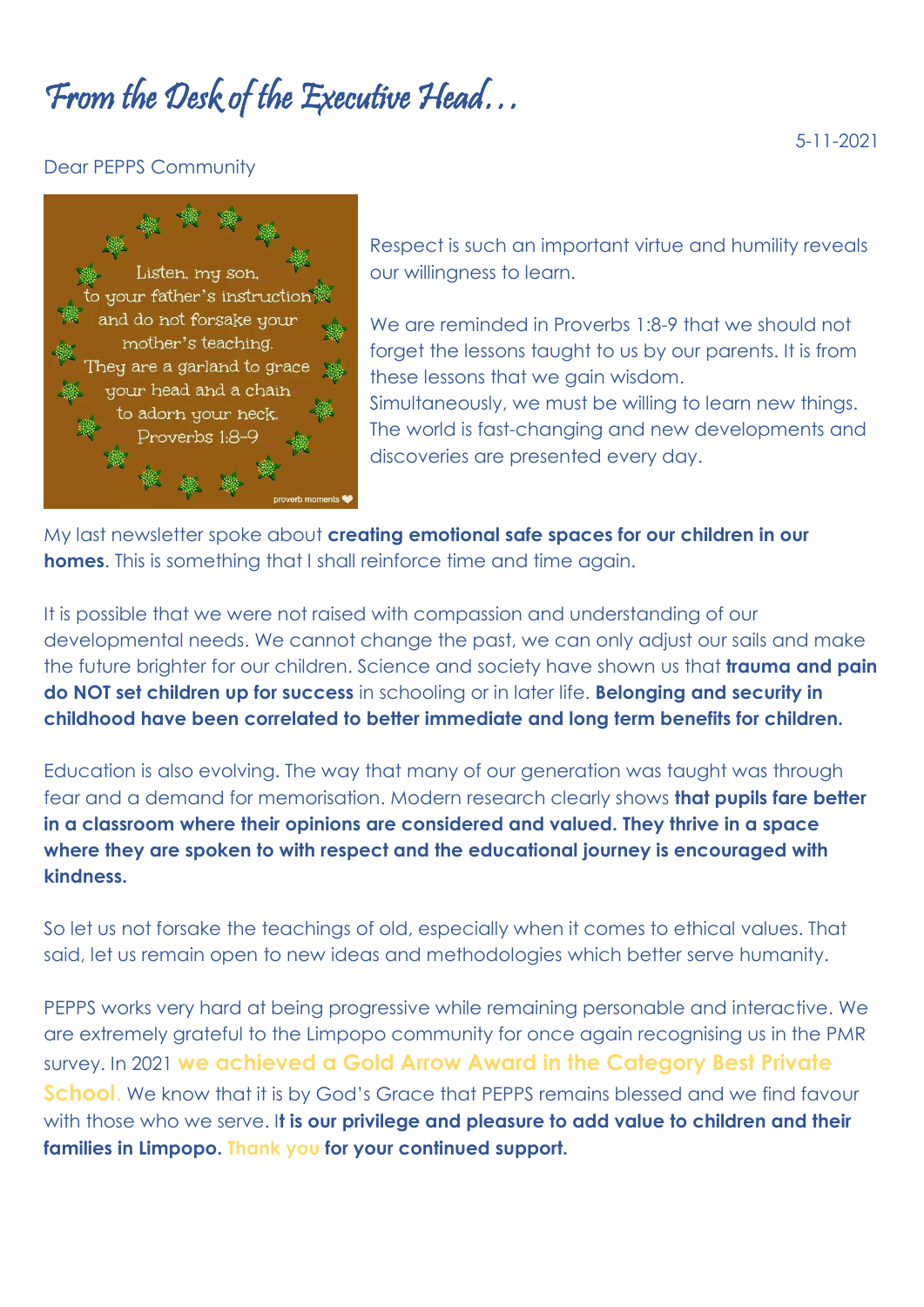# From the Desk of the Executive Head…

5-11-2021

Dear PEPPS Community

Listen, my son, to your father's instruction and do not forsake your mother's teaching. They are a garland to grace your head and a chain to adorn your neck. Proverbs 1:8-9

proverb moments

Respect is such an important virtue and humility reveals our willingness to learn.

We are reminded in Proverbs 1:8-9 that we should not forget the lessons taught to us by our parents. It is from these lessons that we gain wisdom. Simultaneously, we must be willing to learn new things. The world is fast-changing and new developments and discoveries are presented every day.

My last newsletter spoke about **creating emotional safe spaces for our children in our homes**. This is something that I shall reinforce time and time again.

It is possible that we were not raised with compassion and understanding of our developmental needs. We cannot change the past, we can only adjust our sails and make the future brighter for our children. Science and society have shown us that **trauma and pain do NOT set children up for success** in schooling or in later life. **Belonging and security in childhood have been correlated to better immediate and long term benefits for children.**

Education is also evolving. The way that many of our generation was taught was through fear and a demand for memorisation. Modern research clearly shows **that pupils fare better in a classroom where their opinions are considered and valued. They thrive in a space where they are spoken to with respect and the educational journey is encouraged with kindness.**

So let us not forsake the teachings of old, especially when it comes to ethical values. That said, let us remain open to new ideas and methodologies which better serve humanity.

PEPPS works very hard at being progressive while remaining personable and interactive. We are extremely grateful to the Limpopo community for once again recognising us in the PMR survey. In 2021 **we achieved a Gold Arrow Award in the Category Best Private School**. We know that it is by God's Grace that PEPPS remains blessed and we find favour with those who we serve. I**t is our privilege and pleasure to add value to children and their families in Limpopo. Thank you for your continued support.**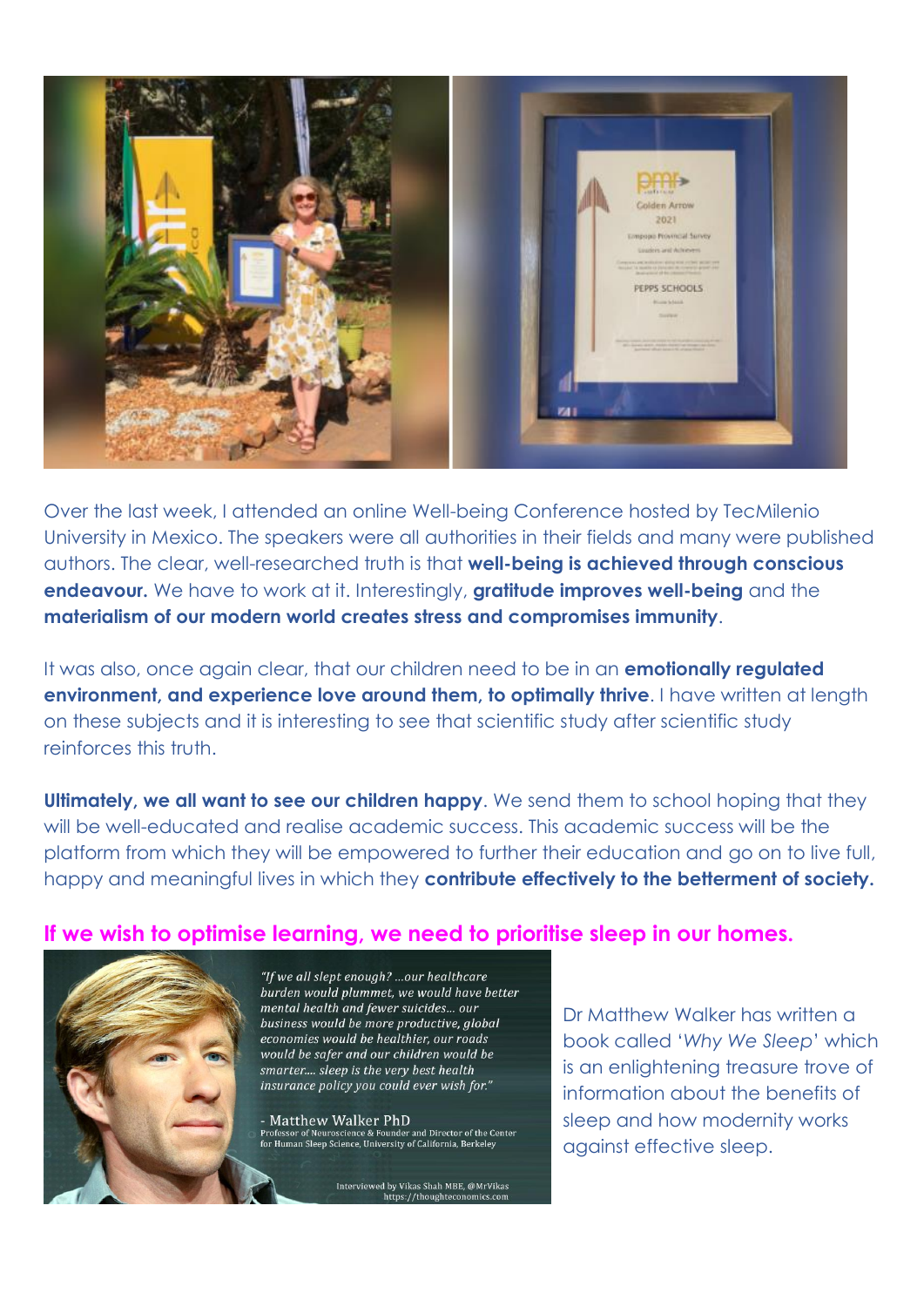Over the last week, I attended an online Well-being Conference hosted by TecMilenio University in Mexico. The speakers were all authorities in their fields and many were published authors. The clear, well-researched truth is that **well-being is achieved through conscious endeavour.** We have to work at it. Interestingly, **gratitude improves well-being** and the **materialism of our modern world creates stress and compromises immunity**.

It was also, once again clear, that our children need to be in an **emotionally regulated environment, and experience love around them, to optimally thrive**. I have written at length on these subjects and it is interesting to see that scientific study after scientific study reinforces this truth.

**Ultimately, we all want to see our children happy**. We send them to school hoping that they will be well-educated and realise academic success. This academic success will be the platform from which they will be empowered to further their education and go on to live full, happy and meaningful lives in which they **contribute effectively to the betterment of society.**

## If we wish to optimise learning, we need to prioritise sleep in our homes.

*"If we all slept enough? ...our healthcare burden would plummet, we would have better mental health and fewer suicides... our business would be more productive, global economies would be healthier, our roads would be safer and our children would be smarter.... sleep is the very best health insurance policy you could ever wish for."*

\- Matthew Walker PhD
Professor of Neuroscience & Founder and Director of the Center for Human Sleep Science, University of California, Berkeley

Interviewed by Vikas Shah MBE, @MrVikas
https://thoughteconomics.com

Dr Matthew Walker has written a book called '*Why We Sleep*' which is an enlightening treasure trove of information about the benefits of sleep and how modernity works against effective sleep.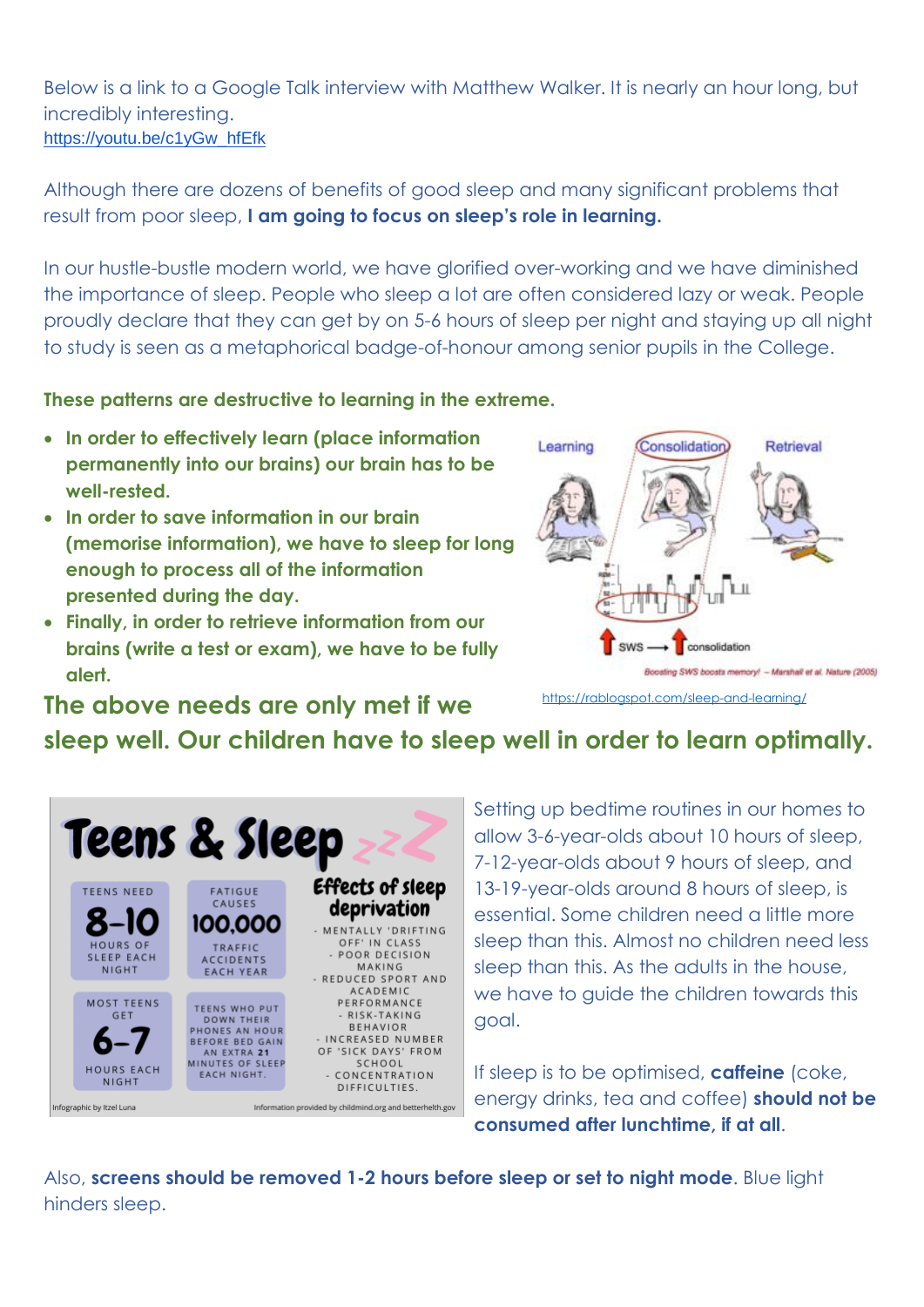Below is a link to a Google Talk interview with Matthew Walker. It is nearly an hour long, but incredibly interesting.
https://youtu.be/c1yGw_hfEfk

Although there are dozens of benefits of good sleep and many significant problems that result from poor sleep, **I am going to focus on sleep's role in learning.**

In our hustle-bustle modern world, we have glorified over-working and we have diminished the importance of sleep. People who sleep a lot are often considered lazy or weak. People proudly declare that they can get by on 5-6 hours of sleep per night and staying up all night to study is seen as a metaphorical badge-of-honour among senior pupils in the College.

**These patterns are destructive to learning in the extreme.**

- **In order to effectively learn (place information permanently into our brains) our brain has to be well-rested.**
- **In order to save information in our brain (memorise information), we have to sleep for long enough to process all of the information presented during the day.**
- **Finally, in order to retrieve information from our brains (write a test or exam), we have to be fully alert.**

Learning

Consolidation

Retrieval

SWS → consolidation

Boosting SWS boosts memory! – Marshall et al. Nature (2005)

https://rablogspot.com/sleep-and-learning/

## The above needs are only met if we sleep well. Our children have to sleep well in order to learn optimally.

Teens & Sleep

TEENS NEED 8-10 HOURS OF SLEEP EACH NIGHT

FATIGUE CAUSES 100,000 TRAFFIC ACCIDENTS EACH YEAR

MOST TEENS GET 6-7 HOURS EACH NIGHT

TEENS WHO PUT DOWN THEIR PHONES AN HOUR BEFORE BED GAIN AN EXTRA 21 MINUTES OF SLEEP EACH NIGHT.

Effects of sleep deprivation

- MENTALLY 'DRIFTING OFF' IN CLASS
- POOR DECISION MAKING
- REDUCED SPORT AND ACADEMIC PERFORMANCE
- RISK-TAKING BEHAVIOR
- INCREASED NUMBER OF 'SICK DAYS' FROM SCHOOL
- CONCENTRATION DIFFICULTIES.

Infographic by Itzel Luna

Information provided by childmind.org and betterhelth.gov

Setting up bedtime routines in our homes to allow 3-6-year-olds about 10 hours of sleep, 7-12-year-olds about 9 hours of sleep, and 13-19-year-olds around 8 hours of sleep, is essential. Some children need a little more sleep than this. Almost no children need less sleep than this. As the adults in the house, we have to guide the children towards this goal.

If sleep is to be optimised, **caffeine** (coke, energy drinks, tea and coffee) **should not be consumed after lunchtime, if at all**.

Also, **screens should be removed 1-2 hours before sleep or set to night mode**. Blue light hinders sleep.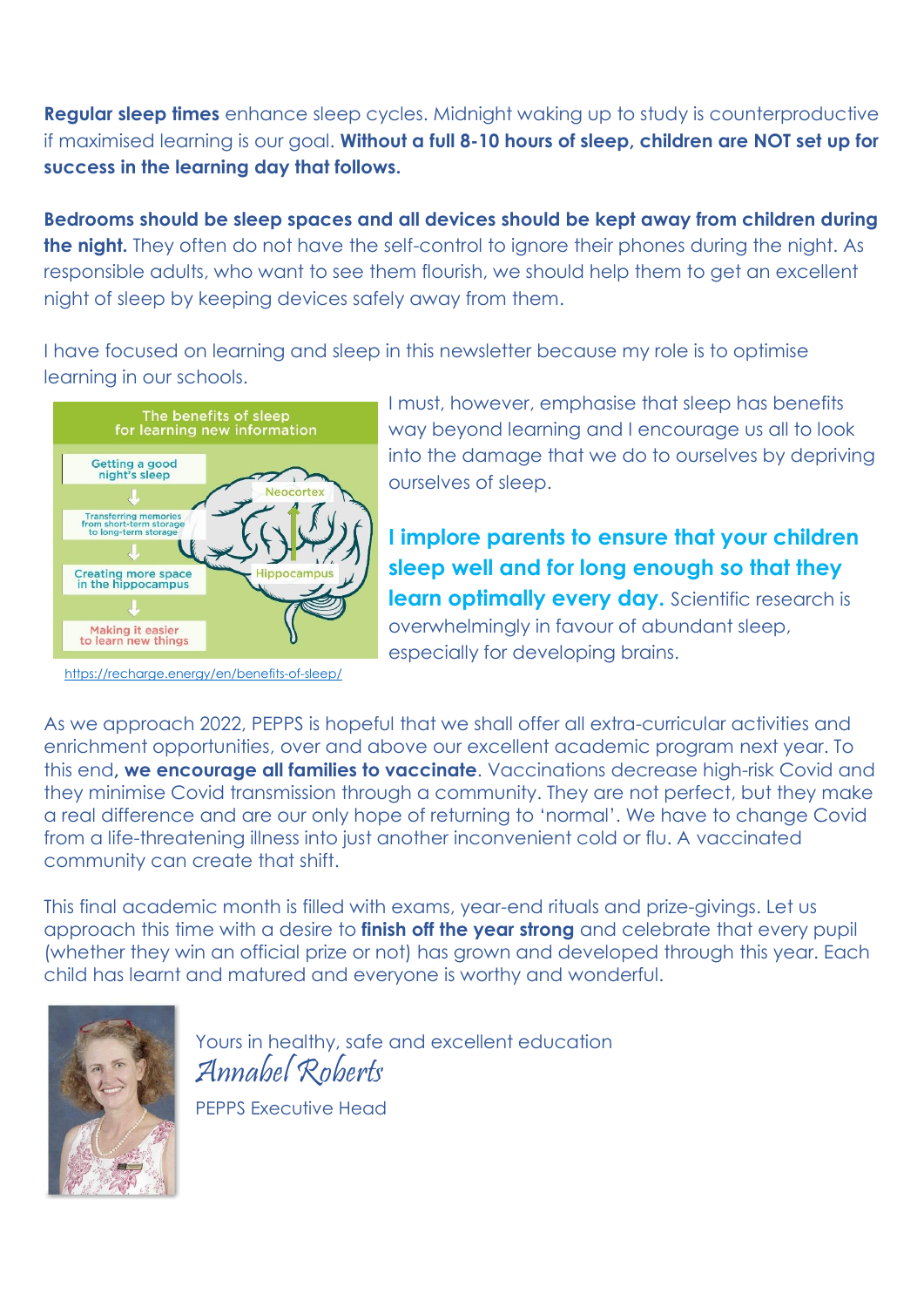**Regular sleep times** enhance sleep cycles. Midnight waking up to study is counterproductive if maximised learning is our goal. **Without a full 8-10 hours of sleep, children are NOT set up for success in the learning day that follows.**

**Bedrooms should be sleep spaces and all devices should be kept away from children during the night.** They often do not have the self-control to ignore their phones during the night. As responsible adults, who want to see them flourish, we should help them to get an excellent night of sleep by keeping devices safely away from them.

I have focused on learning and sleep in this newsletter because my role is to optimise learning in our schools.

The benefits of sleep for learning new information

Getting a good night's sleep

Transferring memories from short-term storage to long-term storage

Creating more space in the hippocampus

Making it easier to learn new things

Neocortex

Hippocampus

https://recharge.energy/en/benefits-of-sleep/

I must, however, emphasise that sleep has benefits way beyond learning and I encourage us all to look into the damage that we do to ourselves by depriving ourselves of sleep.

**I implore parents to ensure that your children sleep well and for long enough so that they learn optimally every day.** Scientific research is overwhelmingly in favour of abundant sleep, especially for developing brains.

As we approach 2022, PEPPS is hopeful that we shall offer all extra-curricular activities and enrichment opportunities, over and above our excellent academic program next year. To this end**, we encourage all families to vaccinate**. Vaccinations decrease high-risk Covid and they minimise Covid transmission through a community. They are not perfect, but they make a real difference and are our only hope of returning to 'normal'. We have to change Covid from a life-threatening illness into just another inconvenient cold or flu. A vaccinated community can create that shift.

This final academic month is filled with exams, year-end rituals and prize-givings. Let us approach this time with a desire to **finish off the year strong** and celebrate that every pupil (whether they win an official prize or not) has grown and developed through this year. Each child has learnt and matured and everyone is worthy and wonderful.

Yours in healthy, safe and excellent education

*Annabel Roberts*

PEPPS Executive Head